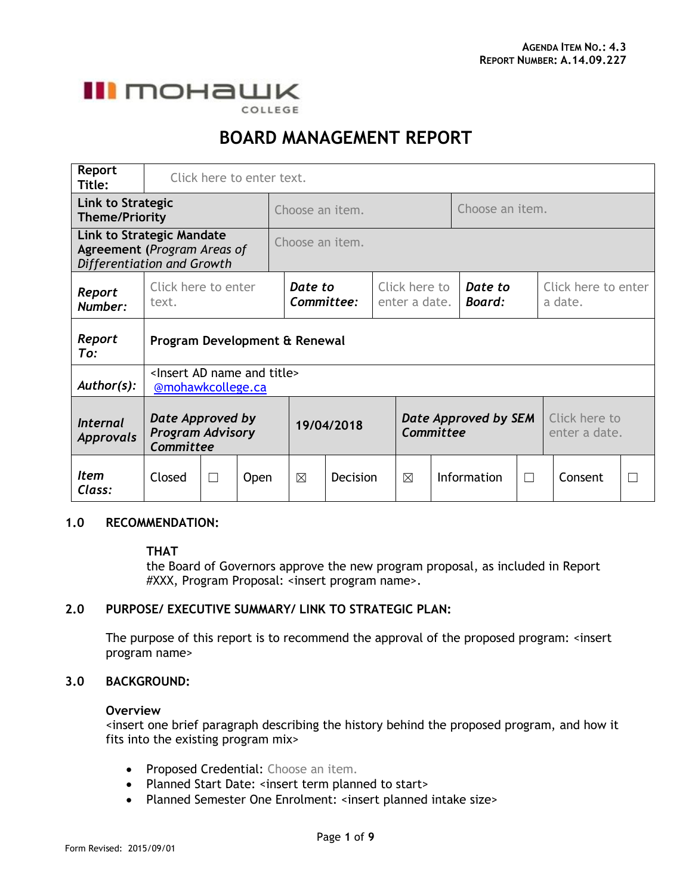AGENDA ITEM NO.: 4.3
REPORT NUMBER: A.14.09.227

MOHAWK COLLEGE

# BOARD MANAGEMENT REPORT

| **Report Title:** | Click here to enter text. | | | | | | | | |
|---|---|---|---|---|---|---|---|---|---|
| **Link to Strategic Theme/Priority** | Choose an item. | | | | Choose an item. | | | | |
| **Link to Strategic Mandate Agreement** (*Program Areas of Differentiation and Growth*) | Choose an item. | | | | | | | | |
| ***Report Number:*** | Click here to enter text. | | ***Date to Committee:*** | | Click here to enter a date. | | ***Date to Board:*** | Click here to enter a date. | |
| ***Report To:*** | **Program Development & Renewal** | | | | | | | | |
| ***Author(s):*** | <Insert AD name and title> @mohawkcollege.ca | | | | | | | | |
| ***Internal Approvals*** | ***Date Approved by Program Advisory Committee*** | | 19/04/2018 | | ***Date Approved by SEM Committee*** | | | Click here to enter a date. | |
| ***Item Class:*** | Closed | ☐ | Open | ☒ | Decision | ☒ | Information | ☐ | Consent ☐ |

## 1.0 RECOMMENDATION:

**THAT**
the Board of Governors approve the new program proposal, as included in Report #XXX, Program Proposal: <insert program name>.

## 2.0 PURPOSE/ EXECUTIVE SUMMARY/ LINK TO STRATEGIC PLAN:

The purpose of this report is to recommend the approval of the proposed program: <insert program name>

## 3.0 BACKGROUND:

**Overview**
<insert one brief paragraph describing the history behind the proposed program, and how it fits into the existing program mix>

- Proposed Credential: Choose an item.
- Planned Start Date: <insert term planned to start>
- Planned Semester One Enrolment: <insert planned intake size>

Form Revised: 2015/09/01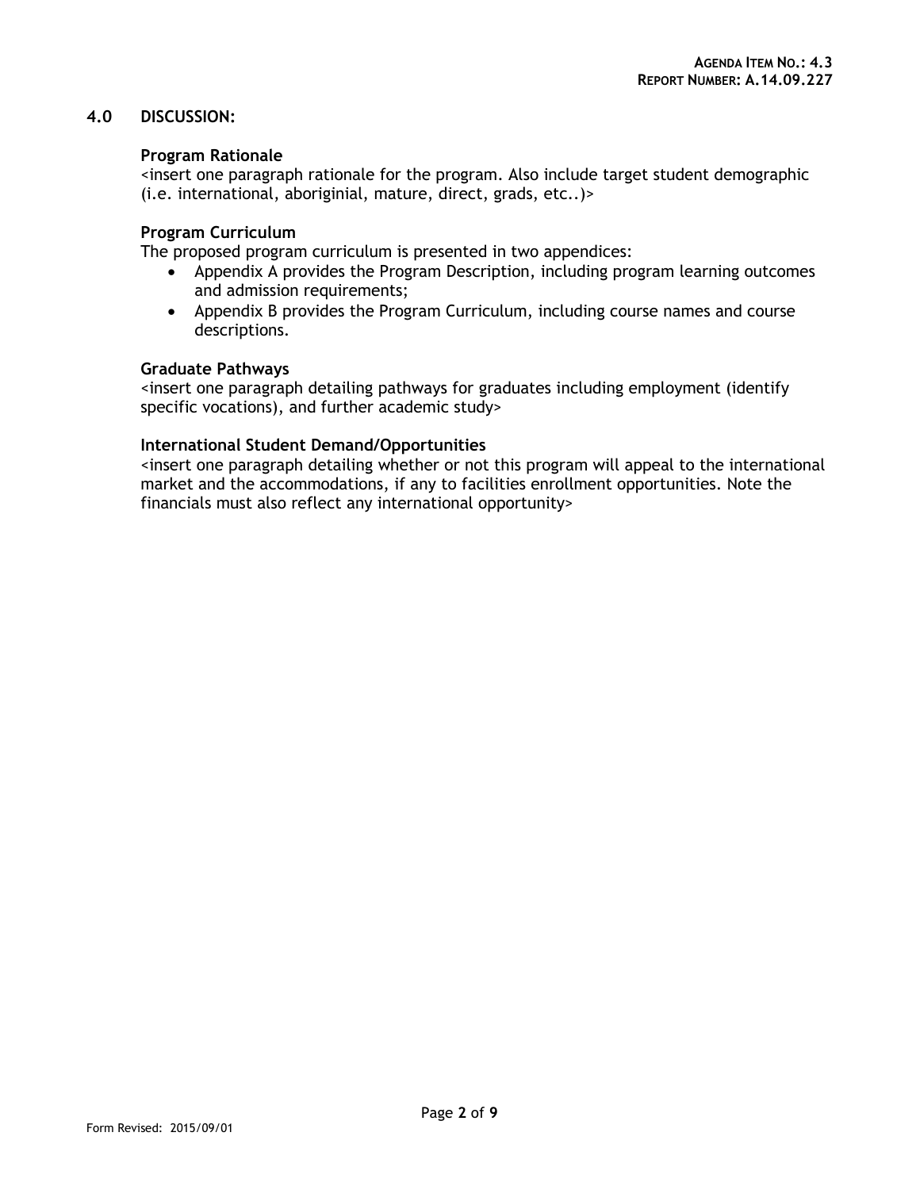## 4.0 DISCUSSION:

### Program Rationale

<insert one paragraph rationale for the program. Also include target student demographic (i.e. international, aboriginial, mature, direct, grads, etc..)>

### Program Curriculum

The proposed program curriculum is presented in two appendices:

- Appendix A provides the Program Description, including program learning outcomes and admission requirements;
- Appendix B provides the Program Curriculum, including course names and course descriptions.

### Graduate Pathways

<insert one paragraph detailing pathways for graduates including employment (identify specific vocations), and further academic study>

### International Student Demand/Opportunities

<insert one paragraph detailing whether or not this program will appeal to the international market and the accommodations, if any to facilities enrollment opportunities. Note the financials must also reflect any international opportunity>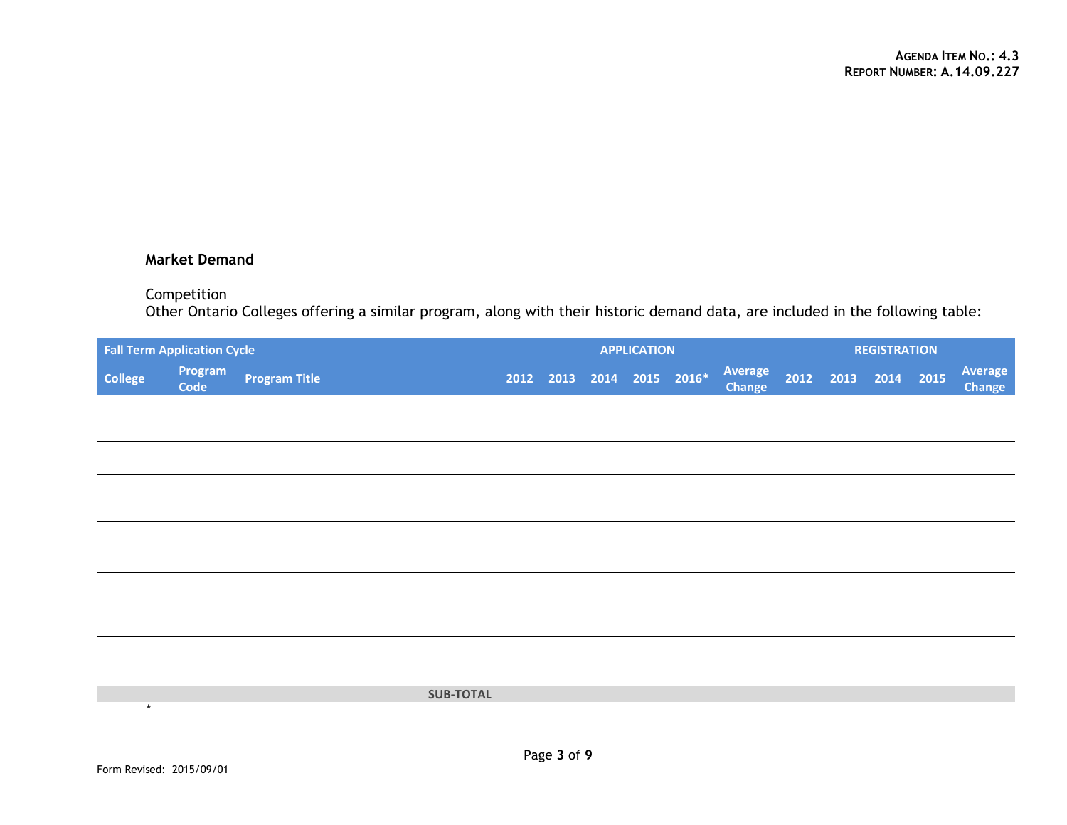**Market Demand**

Competition

Other Ontario Colleges offering a similar program, along with their historic demand data, are included in the following table:

| Fall Term Application Cycle | | | APPLICATION | | | | | | REGISTRATION | | | | |
|---|---|---|---|---|---|---|---|---|---|---|---|---|---|
| College | Program Code | Program Title | 2012 | 2013 | 2014 | 2015 | 2016* | Average Change | 2012 | 2013 | 2014 | 2015 | Average Change |
| | | | | | | | | | | | | | |
| | | | | | | | | | | | | | |
| | | | | | | | | | | | | | |
| | | | | | | | | | | | | | |
| | | | | | | | | | | | | | |
| | | | | | | | | | | | | | |
| | | | | | | | | | | | | | |
| | | | | | | | | | | | | | |
| | | SUB-TOTAL | | | | | | | | | | | |

\*

Form Revised: 2015/09/01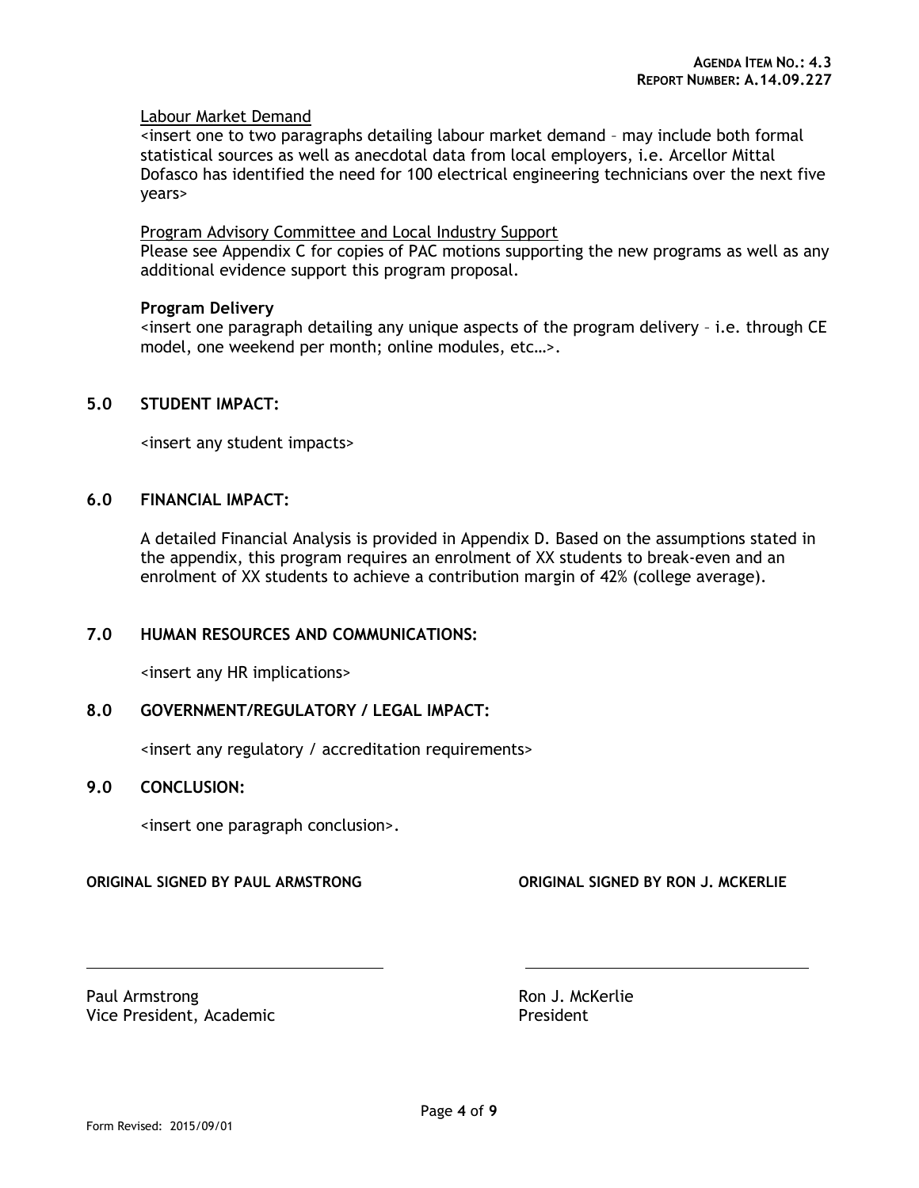Labour Market Demand

<insert one to two paragraphs detailing labour market demand – may include both formal statistical sources as well as anecdotal data from local employers, i.e. Arcellor Mittal Dofasco has identified the need for 100 electrical engineering technicians over the next five years>

Program Advisory Committee and Local Industry Support

Please see Appendix C for copies of PAC motions supporting the new programs as well as any additional evidence support this program proposal.

**Program Delivery**

<insert one paragraph detailing any unique aspects of the program delivery – i.e. through CE model, one weekend per month; online modules, etc…>.

## 5.0 STUDENT IMPACT:

<insert any student impacts>

## 6.0 FINANCIAL IMPACT:

A detailed Financial Analysis is provided in Appendix D. Based on the assumptions stated in the appendix, this program requires an enrolment of XX students to break-even and an enrolment of XX students to achieve a contribution margin of 42% (college average).

## 7.0 HUMAN RESOURCES AND COMMUNICATIONS:

<insert any HR implications>

## 8.0 GOVERNMENT/REGULATORY / LEGAL IMPACT:

<insert any regulatory / accreditation requirements>

## 9.0 CONCLUSION:

<insert one paragraph conclusion>.

**ORIGINAL SIGNED BY PAUL ARMSTRONG**

Paul Armstrong
Vice President, Academic

**ORIGINAL SIGNED BY RON J. MCKERLIE**

Ron J. McKerlie
President

Form Revised: 2015/09/01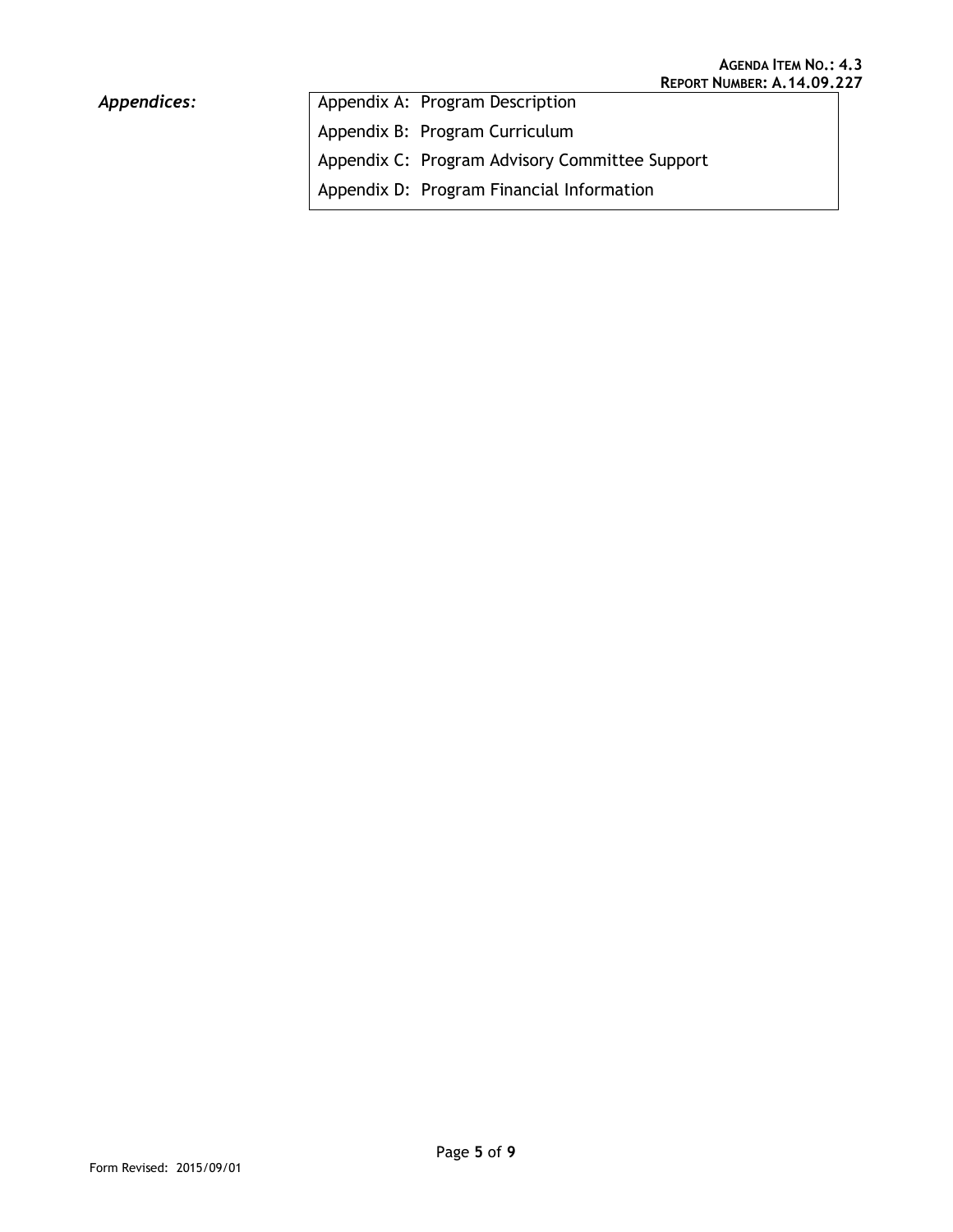| *Appendices:* | Appendix A: Program Description |
|---|---|
| | Appendix B: Program Curriculum |
| | Appendix C: Program Advisory Committee Support |
| | Appendix D: Program Financial Information |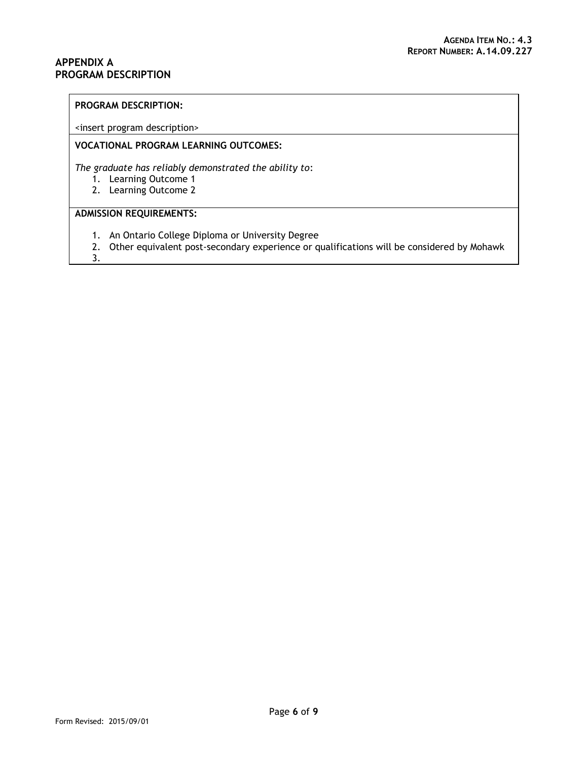## APPENDIX A
## PROGRAM DESCRIPTION

**PROGRAM DESCRIPTION:**

<insert program description>

**VOCATIONAL PROGRAM LEARNING OUTCOMES:**

*The graduate has reliably demonstrated the ability to*:

1. Learning Outcome 1
2. Learning Outcome 2

**ADMISSION REQUIREMENTS:**

1. An Ontario College Diploma or University Degree
2. Other equivalent post-secondary experience or qualifications will be considered by Mohawk
3.

Form Revised: 2015/09/01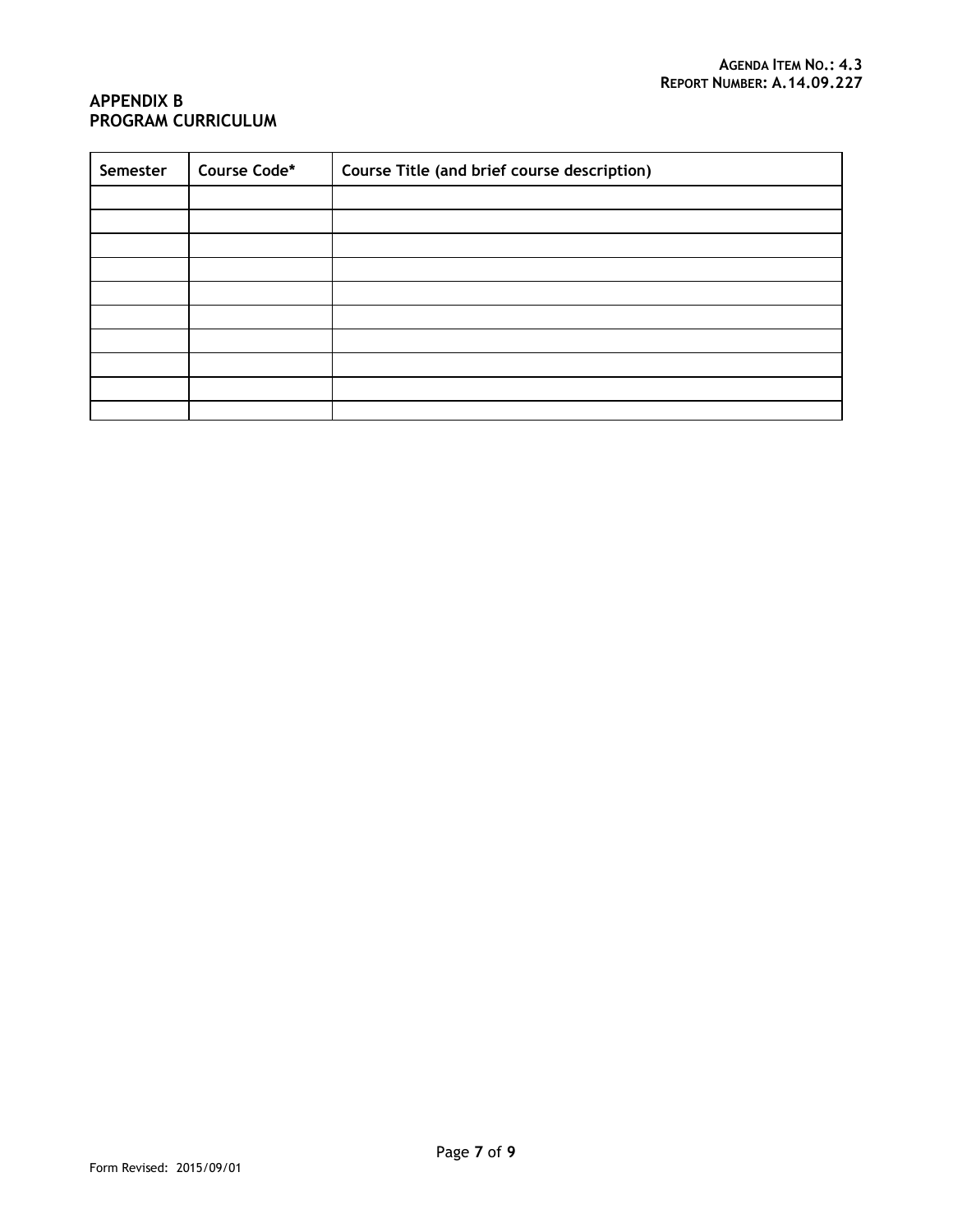AGENDA ITEM NO.: 4.3
REPORT NUMBER: A.14.09.227

## APPENDIX B
## PROGRAM CURRICULUM

| Semester | Course Code* | Course Title (and brief course description) |
|---|---|---|
| | | |
| | | |
| | | |
| | | |
| | | |
| | | |
| | | |
| | | |
| | | |
| | | |

Form Revised: 2015/09/01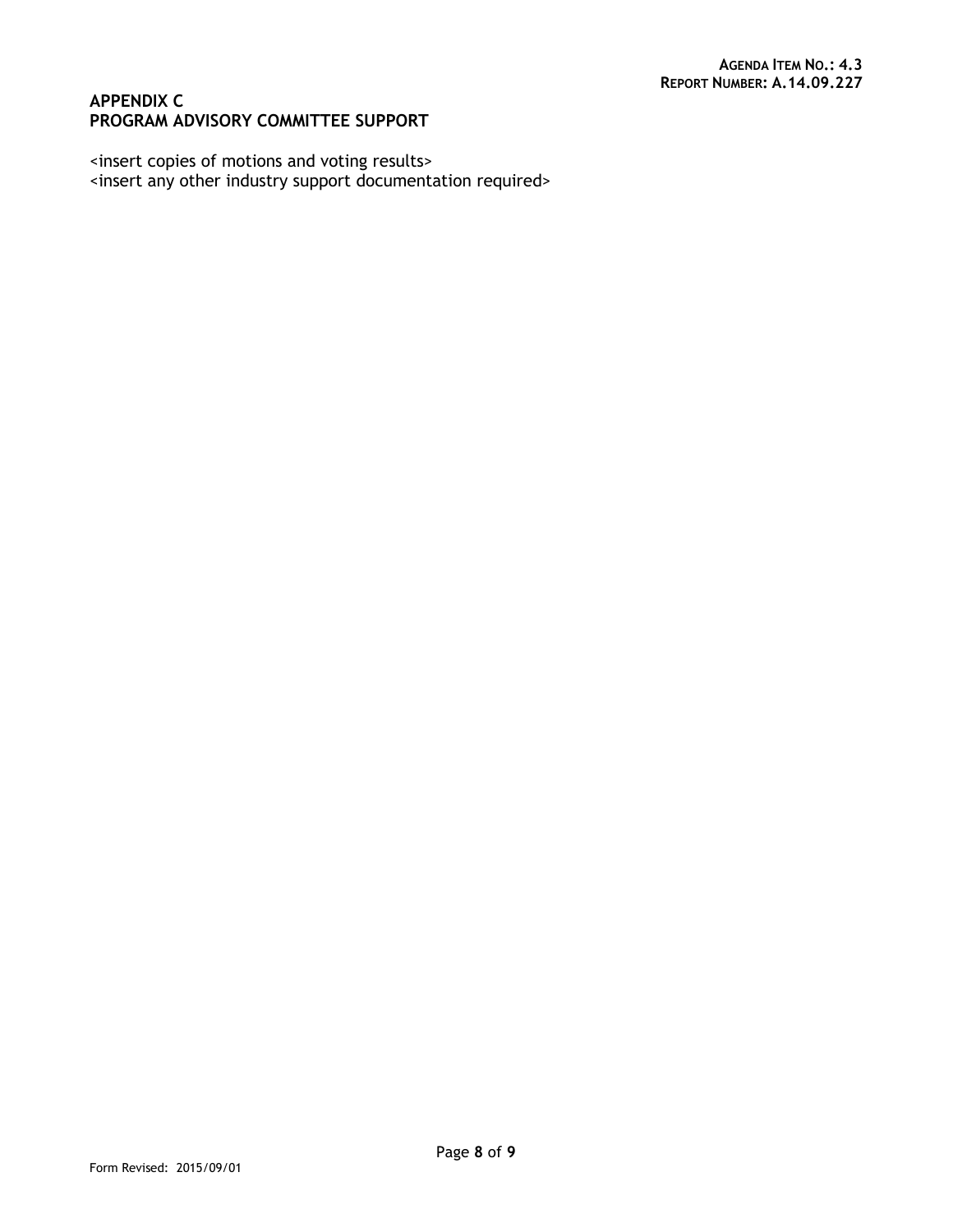## APPENDIX C
## PROGRAM ADVISORY COMMITTEE SUPPORT

<insert copies of motions and voting results>
<insert any other industry support documentation required>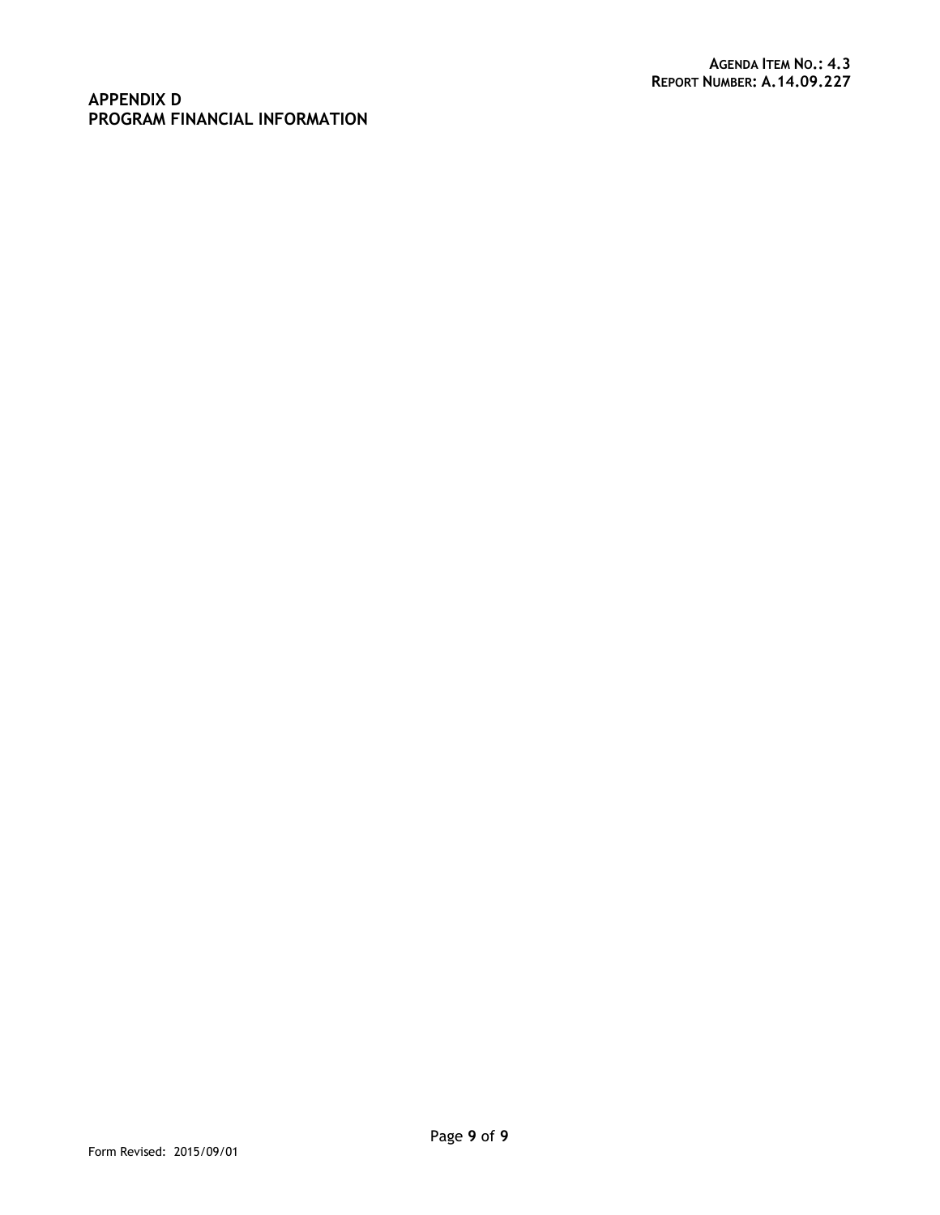**APPENDIX D**
**PROGRAM FINANCIAL INFORMATION**